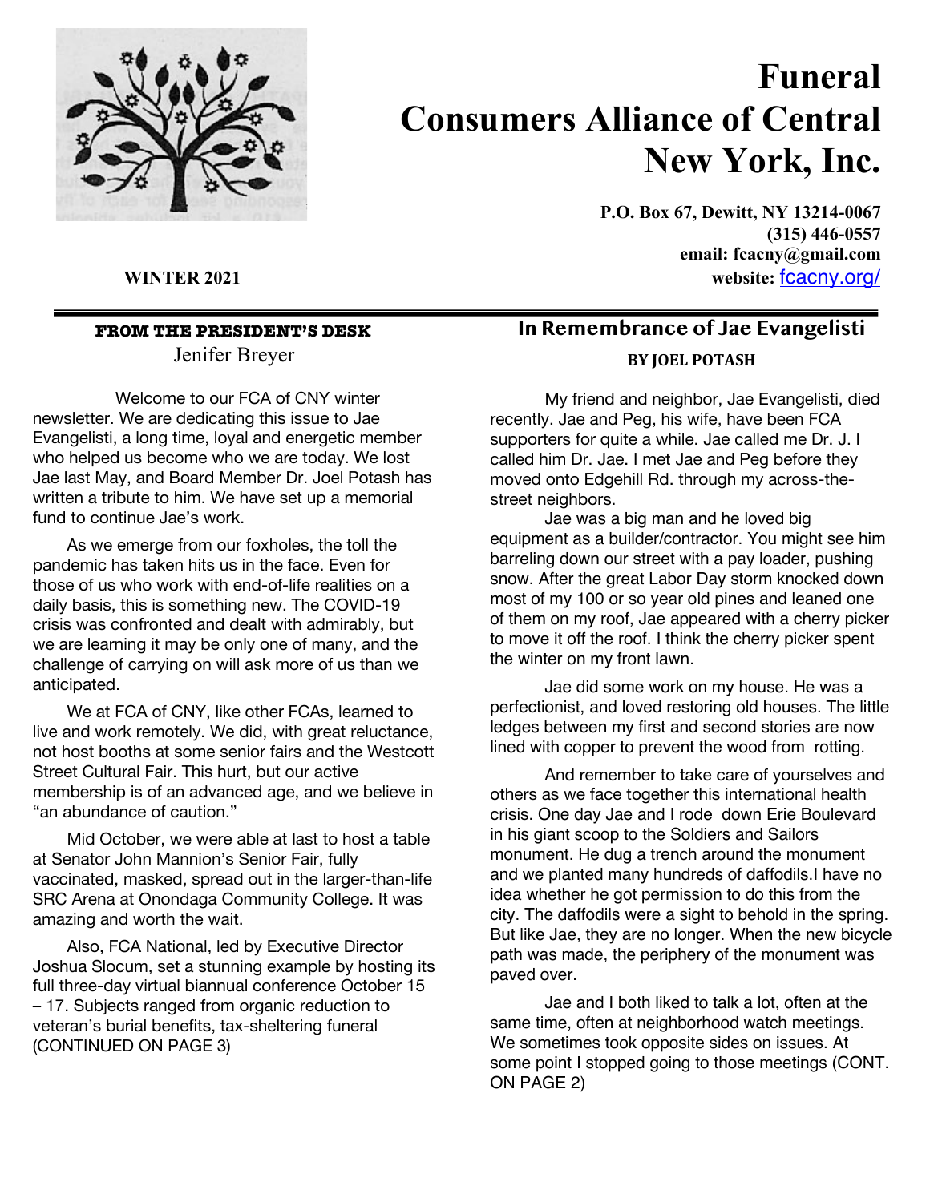# Funeral Consumers Alliance of Central New York, Inc.

**P.O. Box 67, Dewitt, NY 13214-0067**
**(315) 446-0557**
**email: fcacny@gmail.com**
**website:** fcacny.org/

**WINTER 2021**

## FROM THE PRESIDENT'S DESK

Jenifer Breyer

Welcome to our FCA of CNY winter newsletter. We are dedicating this issue to Jae Evangelisti, a long time, loyal and energetic member who helped us become who we are today. We lost Jae last May, and Board Member Dr. Joel Potash has written a tribute to him. We have set up a memorial fund to continue Jae's work.

As we emerge from our foxholes, the toll the pandemic has taken hits us in the face. Even for those of us who work with end-of-life realities on a daily basis, this is something new. The COVID-19 crisis was confronted and dealt with admirably, but we are learning it may be only one of many, and the challenge of carrying on will ask more of us than we anticipated.

We at FCA of CNY, like other FCAs, learned to live and work remotely. We did, with great reluctance, not host booths at some senior fairs and the Westcott Street Cultural Fair. This hurt, but our active membership is of an advanced age, and we believe in "an abundance of caution."

Mid October, we were able at last to host a table at Senator John Mannion's Senior Fair, fully vaccinated, masked, spread out in the larger-than-life SRC Arena at Onondaga Community College. It was amazing and worth the wait.

Also, FCA National, led by Executive Director Joshua Slocum, set a stunning example by hosting its full three-day virtual biannual conference October 15 – 17. Subjects ranged from organic reduction to veteran's burial benefits, tax-sheltering funeral (CONTINUED ON PAGE 3)

## In Remembrance of Jae Evangelisti

**BY JOEL POTASH**

My friend and neighbor, Jae Evangelisti, died recently. Jae and Peg, his wife, have been FCA supporters for quite a while. Jae called me Dr. J. I called him Dr. Jae. I met Jae and Peg before they moved onto Edgehill Rd. through my across-the-street neighbors.

Jae was a big man and he loved big equipment as a builder/contractor. You might see him barreling down our street with a pay loader, pushing snow. After the great Labor Day storm knocked down most of my 100 or so year old pines and leaned one of them on my roof, Jae appeared with a cherry picker to move it off the roof. I think the cherry picker spent the winter on my front lawn.

Jae did some work on my house. He was a perfectionist, and loved restoring old houses. The little ledges between my first and second stories are now lined with copper to prevent the wood from rotting.

And remember to take care of yourselves and others as we face together this international health crisis. One day Jae and I rode down Erie Boulevard in his giant scoop to the Soldiers and Sailors monument. He dug a trench around the monument and we planted many hundreds of daffodils.I have no idea whether he got permission to do this from the city. The daffodils were a sight to behold in the spring. But like Jae, they are no longer. When the new bicycle path was made, the periphery of the monument was paved over.

Jae and I both liked to talk a lot, often at the same time, often at neighborhood watch meetings. We sometimes took opposite sides on issues. At some point I stopped going to those meetings (CONT. ON PAGE 2)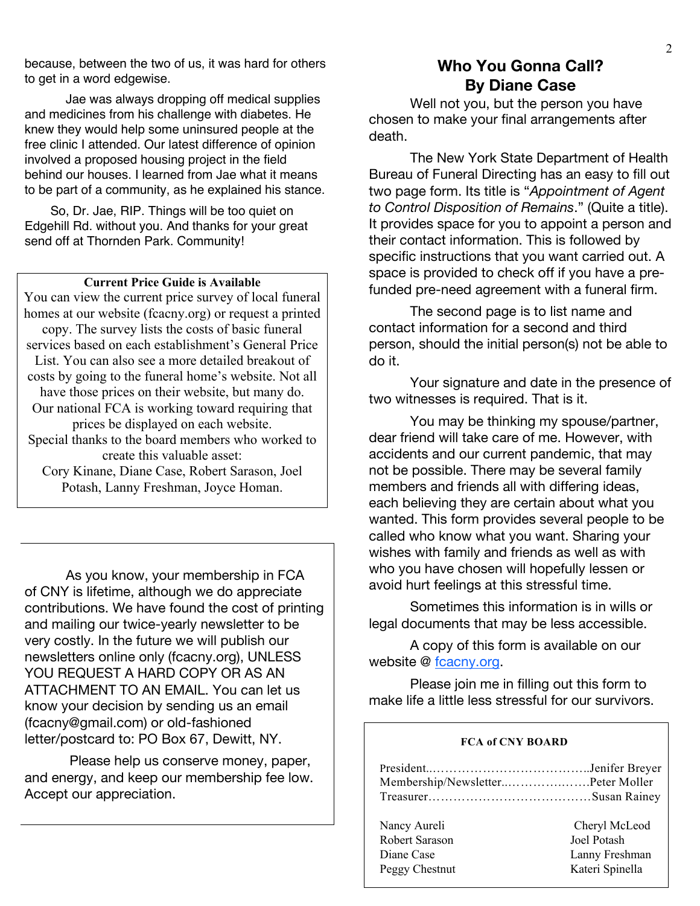because, between the two of us, it was hard for others to get in a word edgewise.

Jae was always dropping off medical supplies and medicines from his challenge with diabetes. He knew they would help some uninsured people at the free clinic I attended. Our latest difference of opinion involved a proposed housing project in the field behind our houses. I learned from Jae what it means to be part of a community, as he explained his stance.

So, Dr. Jae, RIP. Things will be too quiet on Edgehill Rd. without you. And thanks for your great send off at Thornden Park. Community!

**Current Price Guide is Available**

You can view the current price survey of local funeral homes at our website (fcacny.org) or request a printed copy. The survey lists the costs of basic funeral services based on each establishment's General Price List. You can also see a more detailed breakout of costs by going to the funeral home's website. Not all have those prices on their website, but many do. Our national FCA is working toward requiring that prices be displayed on each website.
Special thanks to the board members who worked to create this valuable asset:
Cory Kinane, Diane Case, Robert Sarason, Joel Potash, Lanny Freshman, Joyce Homan.

As you know, your membership in FCA of CNY is lifetime, although we do appreciate contributions. We have found the cost of printing and mailing our twice-yearly newsletter to be very costly. In the future we will publish our newsletters online only (fcacny.org), UNLESS YOU REQUEST A HARD COPY OR AS AN ATTACHMENT TO AN EMAIL. You can let us know your decision by sending us an email (fcacny@gmail.com) or old-fashioned letter/postcard to: PO Box 67, Dewitt, NY.

Please help us conserve money, paper, and energy, and keep our membership fee low. Accept our appreciation.

## Who You Gonna Call?
## By Diane Case

Well not you, but the person you have chosen to make your final arrangements after death.

The New York State Department of Health Bureau of Funeral Directing has an easy to fill out two page form. Its title is "*Appointment of Agent to Control Disposition of Remains*." (Quite a title). It provides space for you to appoint a person and their contact information. This is followed by specific instructions that you want carried out. A space is provided to check off if you have a pre-funded pre-need agreement with a funeral firm.

The second page is to list name and contact information for a second and third person, should the initial person(s) not be able to do it.

Your signature and date in the presence of two witnesses is required. That is it.

You may be thinking my spouse/partner, dear friend will take care of me. However, with accidents and our current pandemic, that may not be possible. There may be several family members and friends all with differing ideas, each believing they are certain about what you wanted. This form provides several people to be called who know what you want. Sharing your wishes with family and friends as well as with who you have chosen will hopefully lessen or avoid hurt feelings at this stressful time.

Sometimes this information is in wills or legal documents that may be less accessible.

A copy of this form is available on our website @ fcacny.org.

Please join me in filling out this form to make life a little less stressful for our survivors.

**FCA of CNY BOARD**

President……………………………………Jenifer Breyer
Membership/Newsletter……………………Peter Moller
Treasurer……………………………………Susan Rainey

Nancy Aureli — Cheryl McLeod
Robert Sarason — Joel Potash
Diane Case — Lanny Freshman
Peggy Chestnut — Kateri Spinella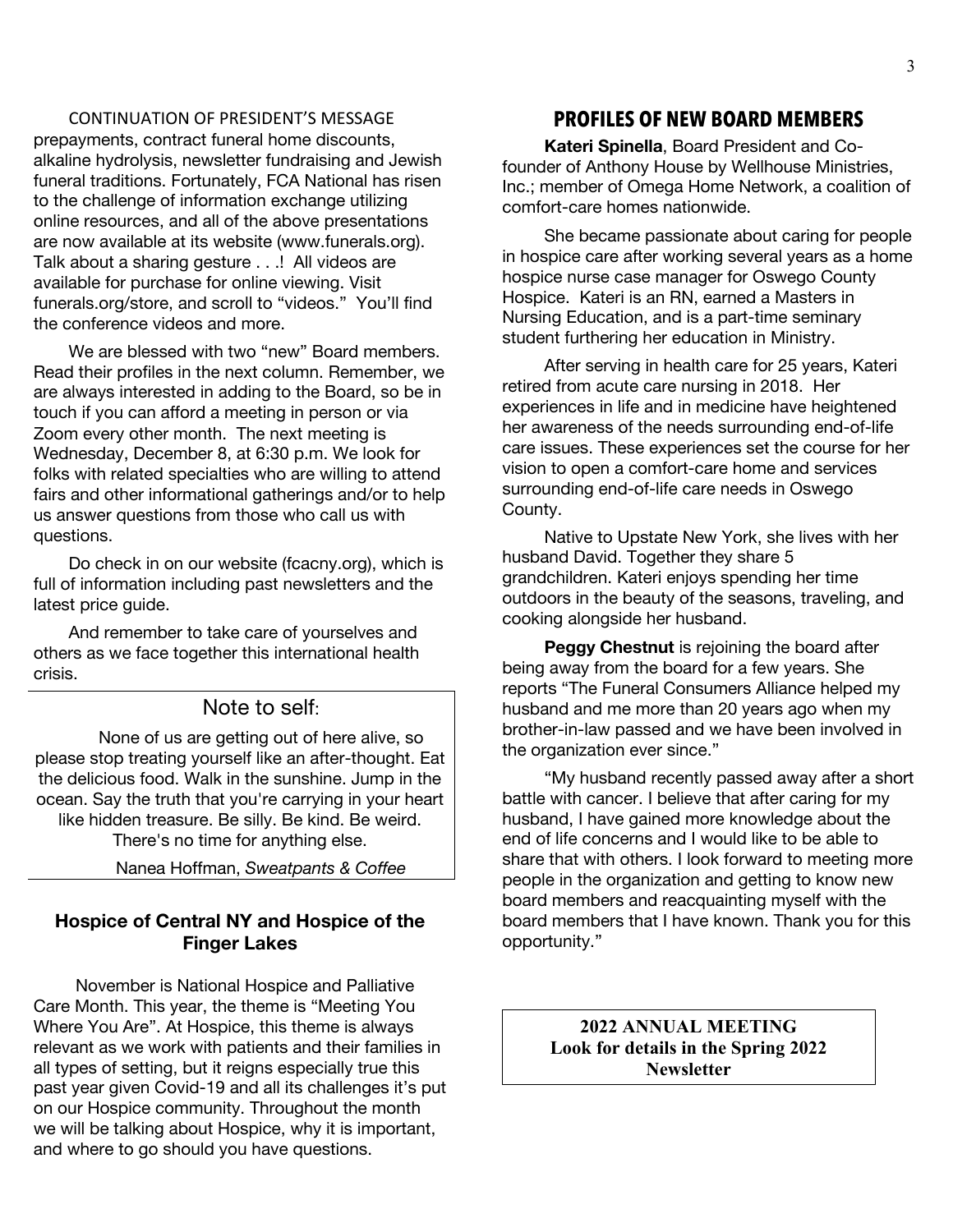CONTINUATION OF PRESIDENT'S MESSAGE

prepayments, contract funeral home discounts, alkaline hydrolysis, newsletter fundraising and Jewish funeral traditions. Fortunately, FCA National has risen to the challenge of information exchange utilizing online resources, and all of the above presentations are now available at its website (www.funerals.org). Talk about a sharing gesture . . .! All videos are available for purchase for online viewing. Visit funerals.org/store, and scroll to "videos." You'll find the conference videos and more.

We are blessed with two "new" Board members. Read their profiles in the next column. Remember, we are always interested in adding to the Board, so be in touch if you can afford a meeting in person or via Zoom every other month. The next meeting is Wednesday, December 8, at 6:30 p.m. We look for folks with related specialties who are willing to attend fairs and other informational gatherings and/or to help us answer questions from those who call us with questions.

Do check in on our website (fcacny.org), which is full of information including past newsletters and the latest price guide.

And remember to take care of yourselves and others as we face together this international health crisis.

## Note to self:

None of us are getting out of here alive, so please stop treating yourself like an after-thought. Eat the delicious food. Walk in the sunshine. Jump in the ocean. Say the truth that you're carrying in your heart like hidden treasure. Be silly. Be kind. Be weird. There's no time for anything else.

Nanea Hoffman, *Sweatpants & Coffee*

### Hospice of Central NY and Hospice of the Finger Lakes

November is National Hospice and Palliative Care Month. This year, the theme is "Meeting You Where You Are". At Hospice, this theme is always relevant as we work with patients and their families in all types of setting, but it reigns especially true this past year given Covid-19 and all its challenges it's put on our Hospice community. Throughout the month we will be talking about Hospice, why it is important, and where to go should you have questions.

## PROFILES OF NEW BOARD MEMBERS

**Kateri Spinella**, Board President and Co-founder of Anthony House by Wellhouse Ministries, Inc.; member of Omega Home Network, a coalition of comfort-care homes nationwide.

She became passionate about caring for people in hospice care after working several years as a home hospice nurse case manager for Oswego County Hospice. Kateri is an RN, earned a Masters in Nursing Education, and is a part-time seminary student furthering her education in Ministry.

After serving in health care for 25 years, Kateri retired from acute care nursing in 2018. Her experiences in life and in medicine have heightened her awareness of the needs surrounding end-of-life care issues. These experiences set the course for her vision to open a comfort-care home and services surrounding end-of-life care needs in Oswego County.

Native to Upstate New York, she lives with her husband David. Together they share 5 grandchildren. Kateri enjoys spending her time outdoors in the beauty of the seasons, traveling, and cooking alongside her husband.

**Peggy Chestnut** is rejoining the board after being away from the board for a few years. She reports "The Funeral Consumers Alliance helped my husband and me more than 20 years ago when my brother-in-law passed and we have been involved in the organization ever since."

"My husband recently passed away after a short battle with cancer. I believe that after caring for my husband, I have gained more knowledge about the end of life concerns and I would like to be able to share that with others. I look forward to meeting more people in the organization and getting to know new board members and reacquainting myself with the board members that I have known. Thank you for this opportunity."

**2022 ANNUAL MEETING**
**Look for details in the Spring 2022 Newsletter**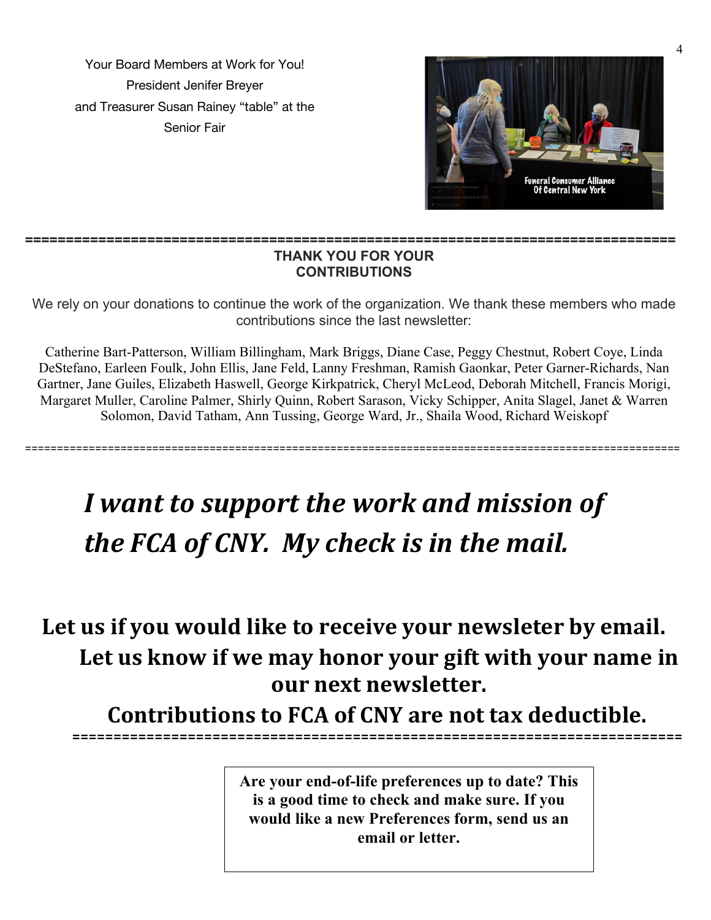Your Board Members at Work for You!
President Jenifer Breyer
and Treasurer Susan Rainey "table" at the
Senior Fair

---

**THANK YOU FOR YOUR CONTRIBUTIONS**

We rely on your donations to continue the work of the organization. We thank these members who made contributions since the last newsletter:

Catherine Bart-Patterson, William Billingham, Mark Briggs, Diane Case, Peggy Chestnut, Robert Coye, Linda DeStefano, Earleen Foulk, John Ellis, Jane Feld, Lanny Freshman, Ramish Gaonkar, Peter Garner-Richards, Nan Gartner, Jane Guiles, Elizabeth Haswell, George Kirkpatrick, Cheryl McLeod, Deborah Mitchell, Francis Morigi, Margaret Muller, Caroline Palmer, Shirly Quinn, Robert Sarason, Vicky Schipper, Anita Slagel, Janet & Warren Solomon, David Tatham, Ann Tussing, George Ward, Jr., Shaila Wood, Richard Weiskopf

---

***I want to support the work and mission of the FCA of CNY. My check is in the mail.***

**Let us if you would like to receive your newsleter by email.**

**Let us know if we may honor your gift with your name in our next newsletter.**

**Contributions to FCA of CNY are not tax deductible.**

---

**Are your end-of-life preferences up to date? This is a good time to check and make sure. If you would like a new Preferences form, send us an email or letter.**